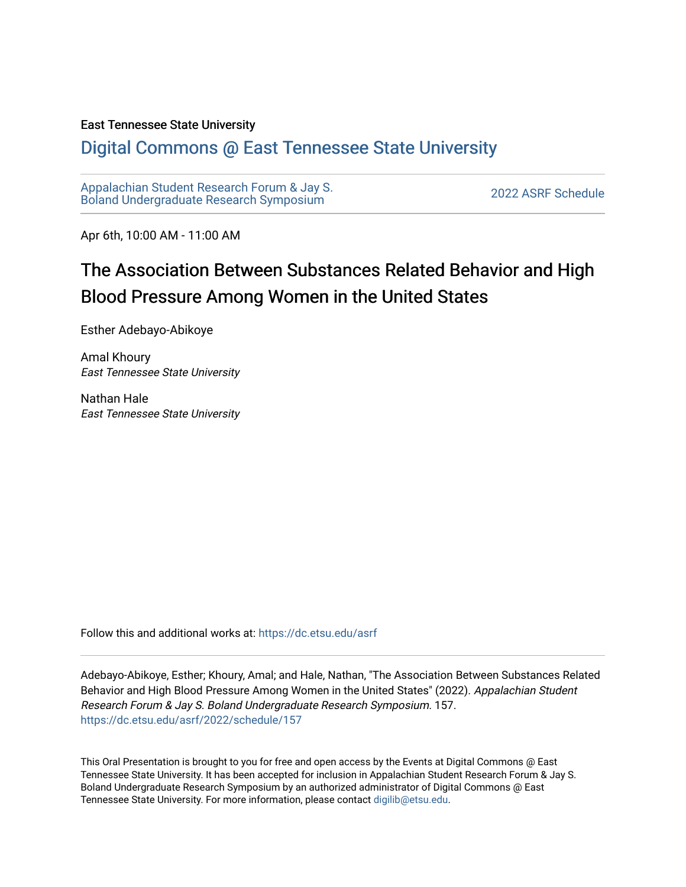East Tennessee State University

# Digital Commons @ East Tennessee State University

Appalachian Student Research Forum & Jay S. Boland Undergraduate Research Symposium

2022 ASRF Schedule

Apr 6th, 10:00 AM - 11:00 AM

## The Association Between Substances Related Behavior and High Blood Pressure Among Women in the United States

Esther Adebayo-Abikoye

Amal Khoury
*East Tennessee State University*

Nathan Hale
*East Tennessee State University*

Follow this and additional works at: https://dc.etsu.edu/asrf

Adebayo-Abikoye, Esther; Khoury, Amal; and Hale, Nathan, "The Association Between Substances Related Behavior and High Blood Pressure Among Women in the United States" (2022). *Appalachian Student Research Forum & Jay S. Boland Undergraduate Research Symposium*. 157.
https://dc.etsu.edu/asrf/2022/schedule/157

This Oral Presentation is brought to you for free and open access by the Events at Digital Commons @ East Tennessee State University. It has been accepted for inclusion in Appalachian Student Research Forum & Jay S. Boland Undergraduate Research Symposium by an authorized administrator of Digital Commons @ East Tennessee State University. For more information, please contact digilib@etsu.edu.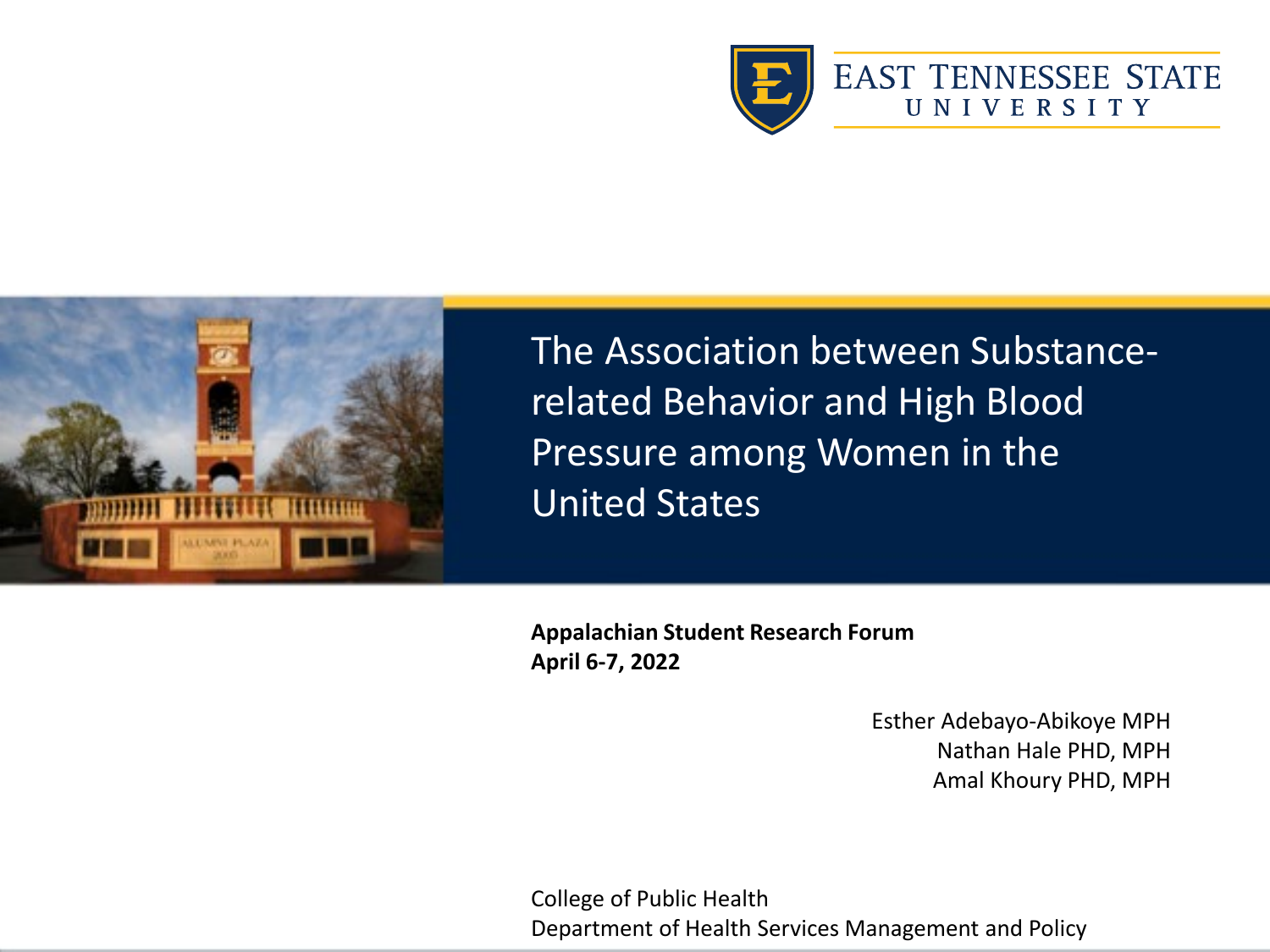EAST TENNESSEE STATE UNIVERSITY

# The Association between Substance-related Behavior and High Blood Pressure among Women in the United States

**Appalachian Student Research Forum**
**April 6-7, 2022**

Esther Adebayo-Abikoye MPH
Nathan Hale PHD, MPH
Amal Khoury PHD, MPH

College of Public Health
Department of Health Services Management and Policy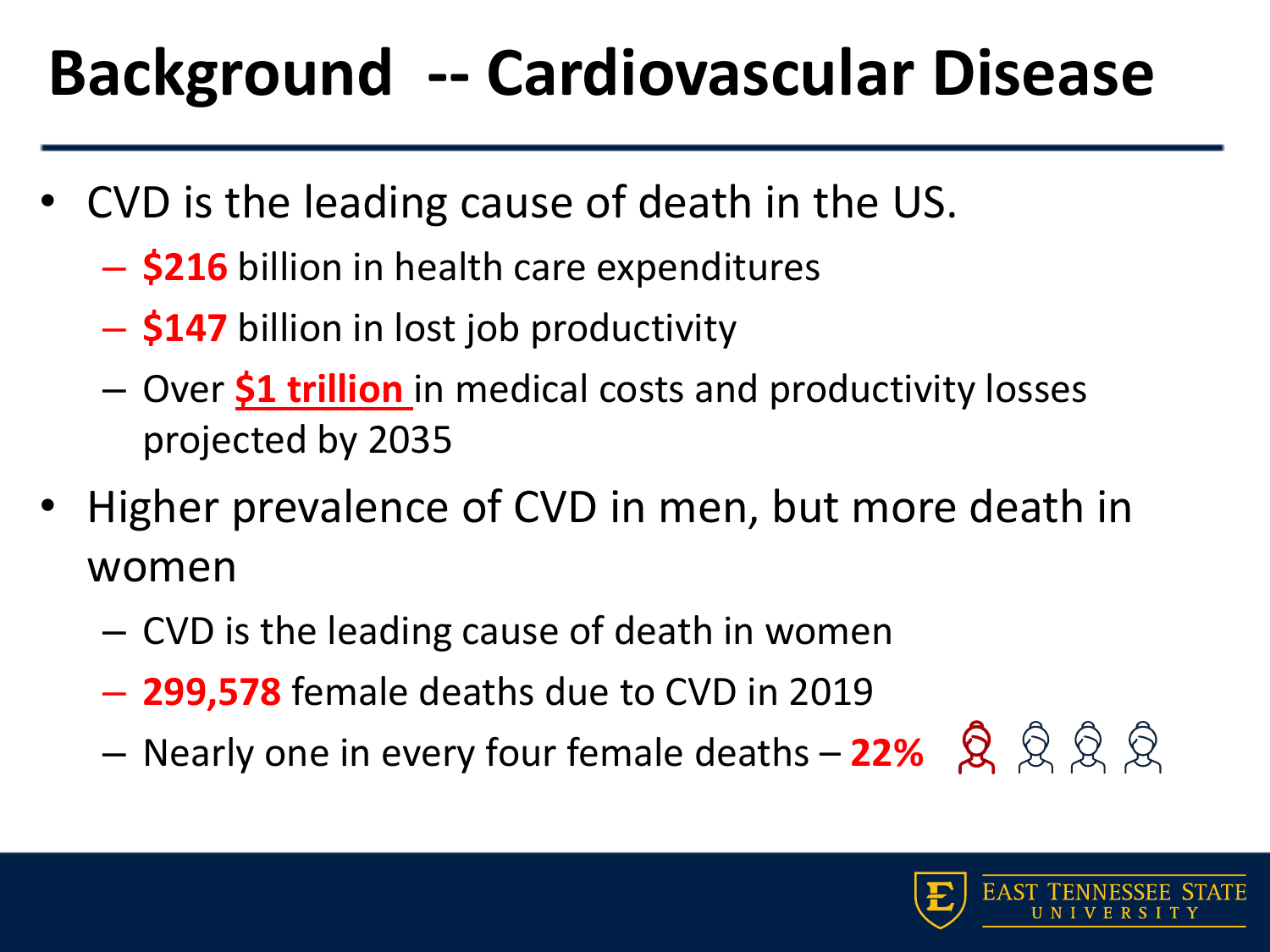# Background -- Cardiovascular Disease

- CVD is the leading cause of death in the US.
  - **$216** billion in health care expenditures
  - **$147** billion in lost job productivity
  - Over **$1 trillion** in medical costs and productivity losses projected by 2035
- Higher prevalence of CVD in men, but more death in women
  - CVD is the leading cause of death in women
  - **299,578** female deaths due to CVD in 2019
  - Nearly one in every four female deaths – **22%**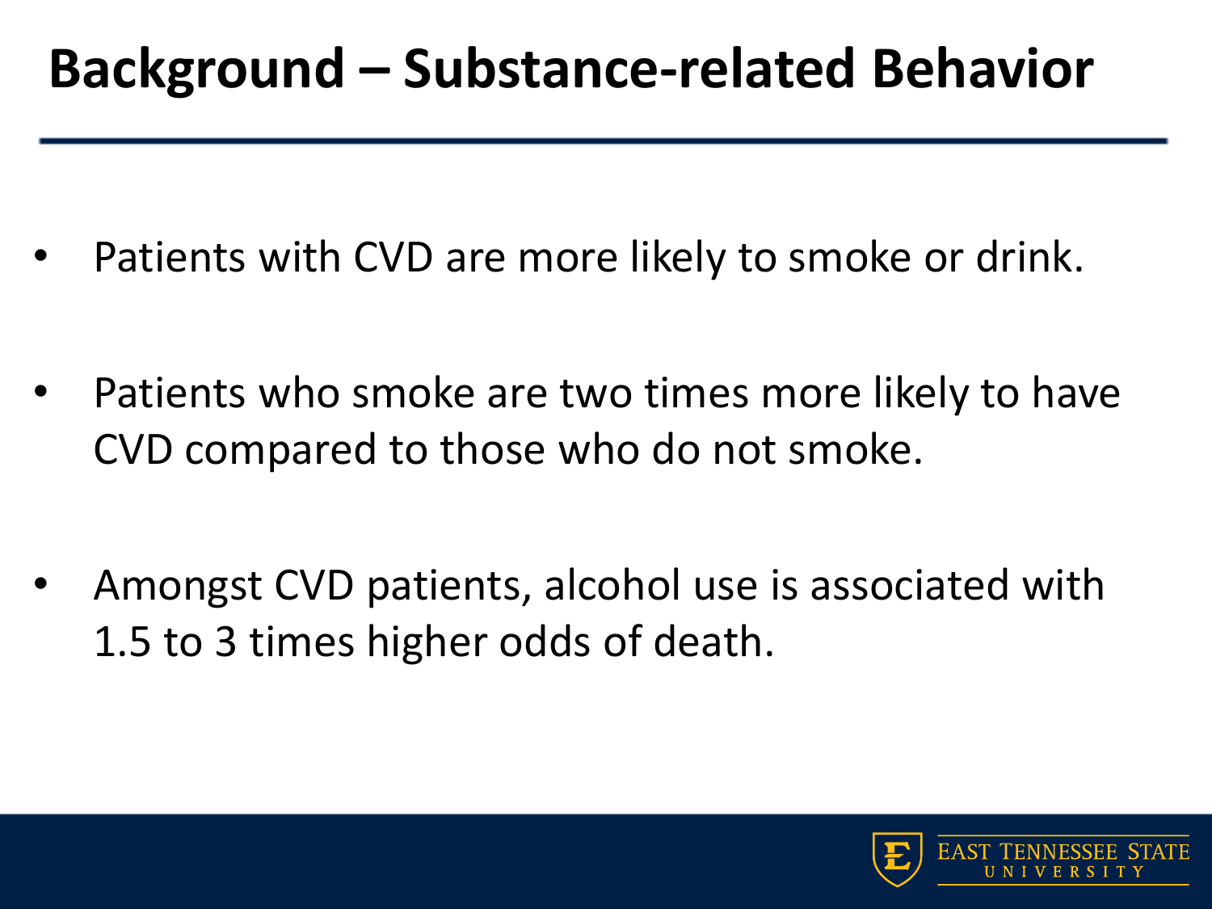# Background – Substance-related Behavior

- Patients with CVD are more likely to smoke or drink.
- Patients who smoke are two times more likely to have CVD compared to those who do not smoke.
- Amongst CVD patients, alcohol use is associated with 1.5 to 3 times higher odds of death.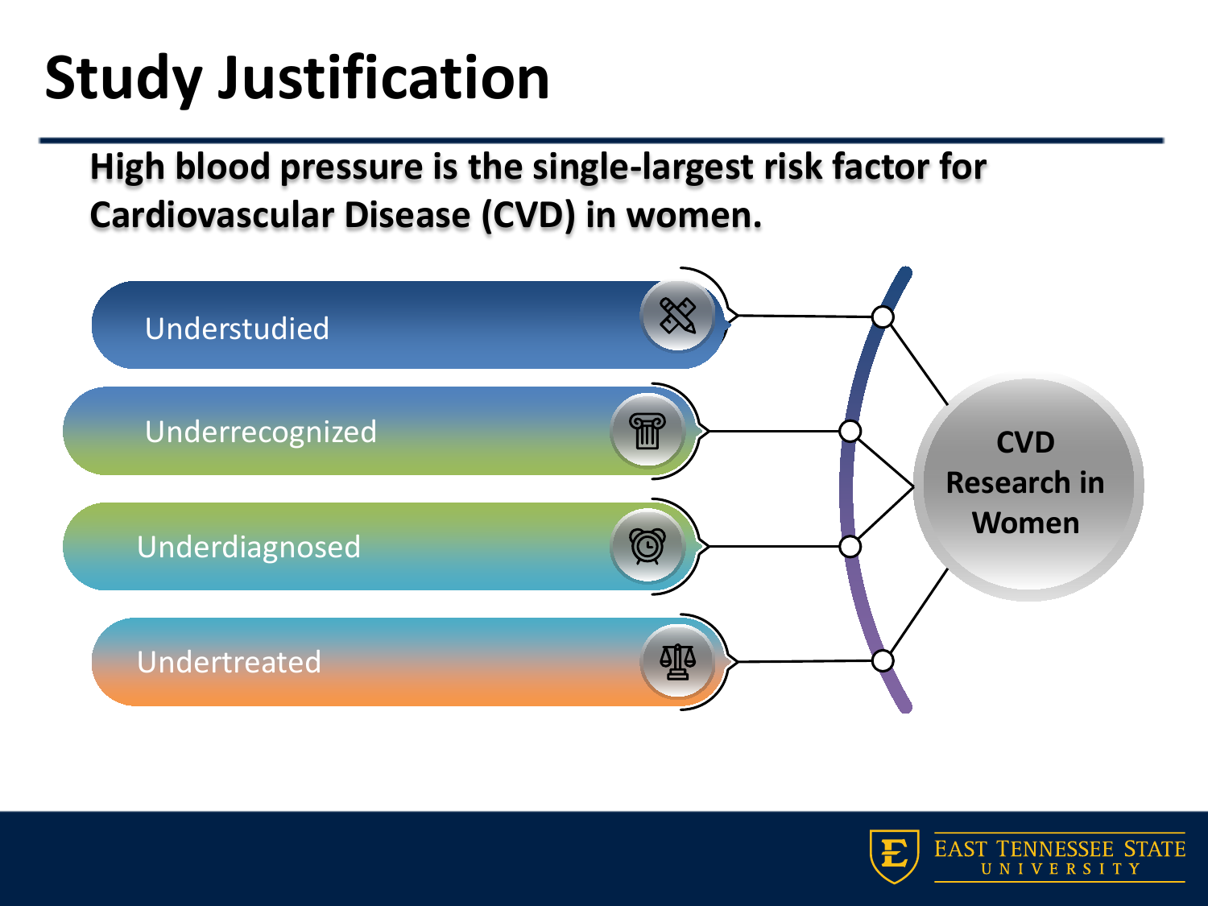# Study Justification

**High blood pressure is the single-largest risk factor for Cardiovascular Disease (CVD) in women.**

- Understudied
- Underrecognized
- Underdiagnosed
- Undertreated

**CVD Research in Women**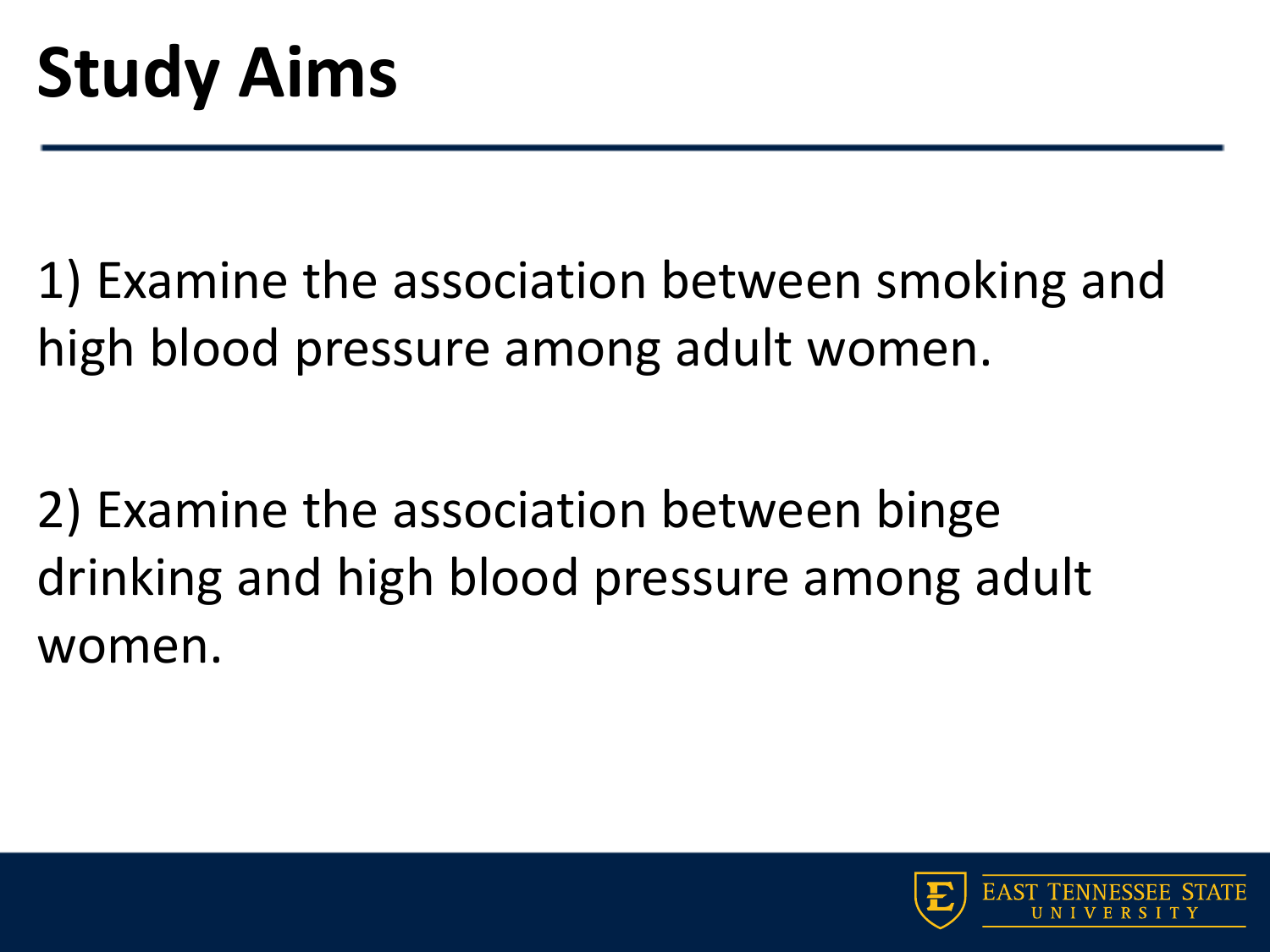# Study Aims

1) Examine the association between smoking and high blood pressure among adult women.

2) Examine the association between binge drinking and high blood pressure among adult women.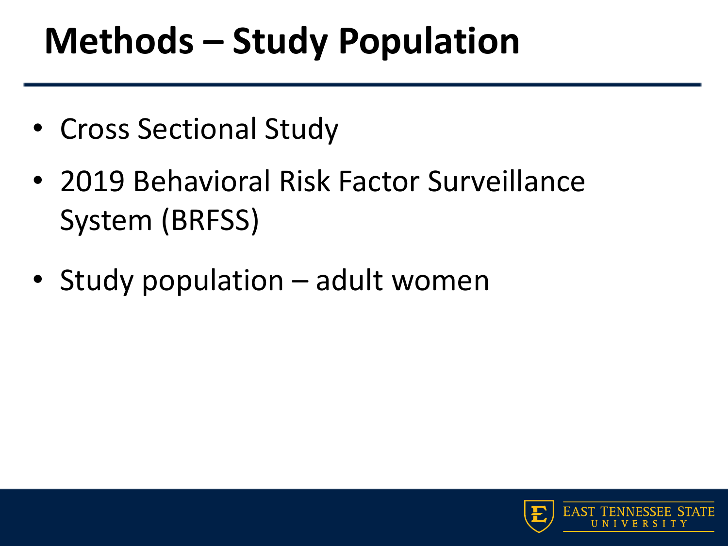# Methods – Study Population

- Cross Sectional Study
- 2019 Behavioral Risk Factor Surveillance System (BRFSS)
- Study population – adult women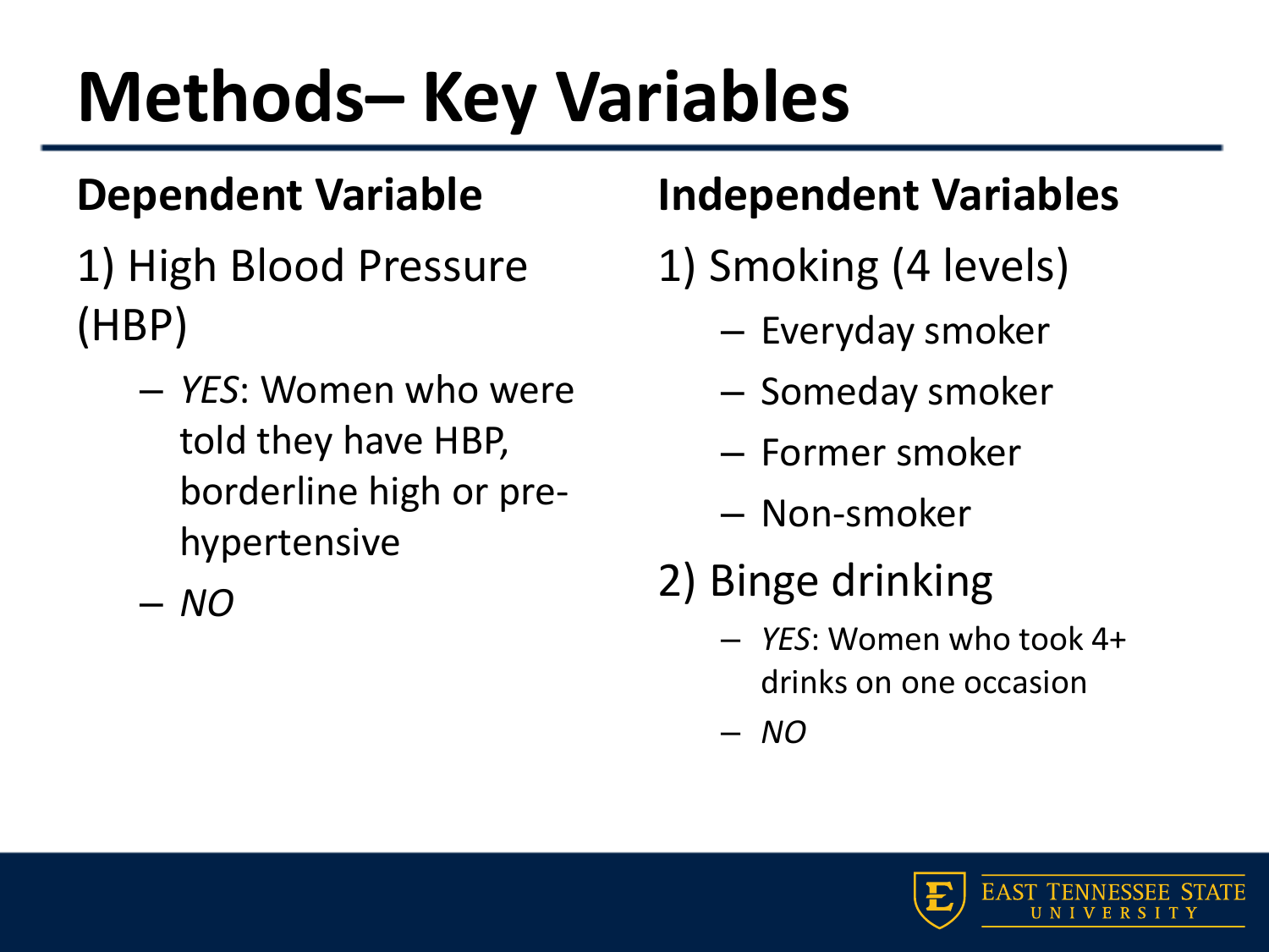# Methods– Key Variables

## Dependent Variable

1) High Blood Pressure (HBP)

- *YES*: Women who were told they have HBP, borderline high or pre-hypertensive
- *NO*

## Independent Variables

1) Smoking (4 levels)

- Everyday smoker
- Someday smoker
- Former smoker
- Non-smoker

2) Binge drinking

- *YES*: Women who took 4+ drinks on one occasion
- *NO*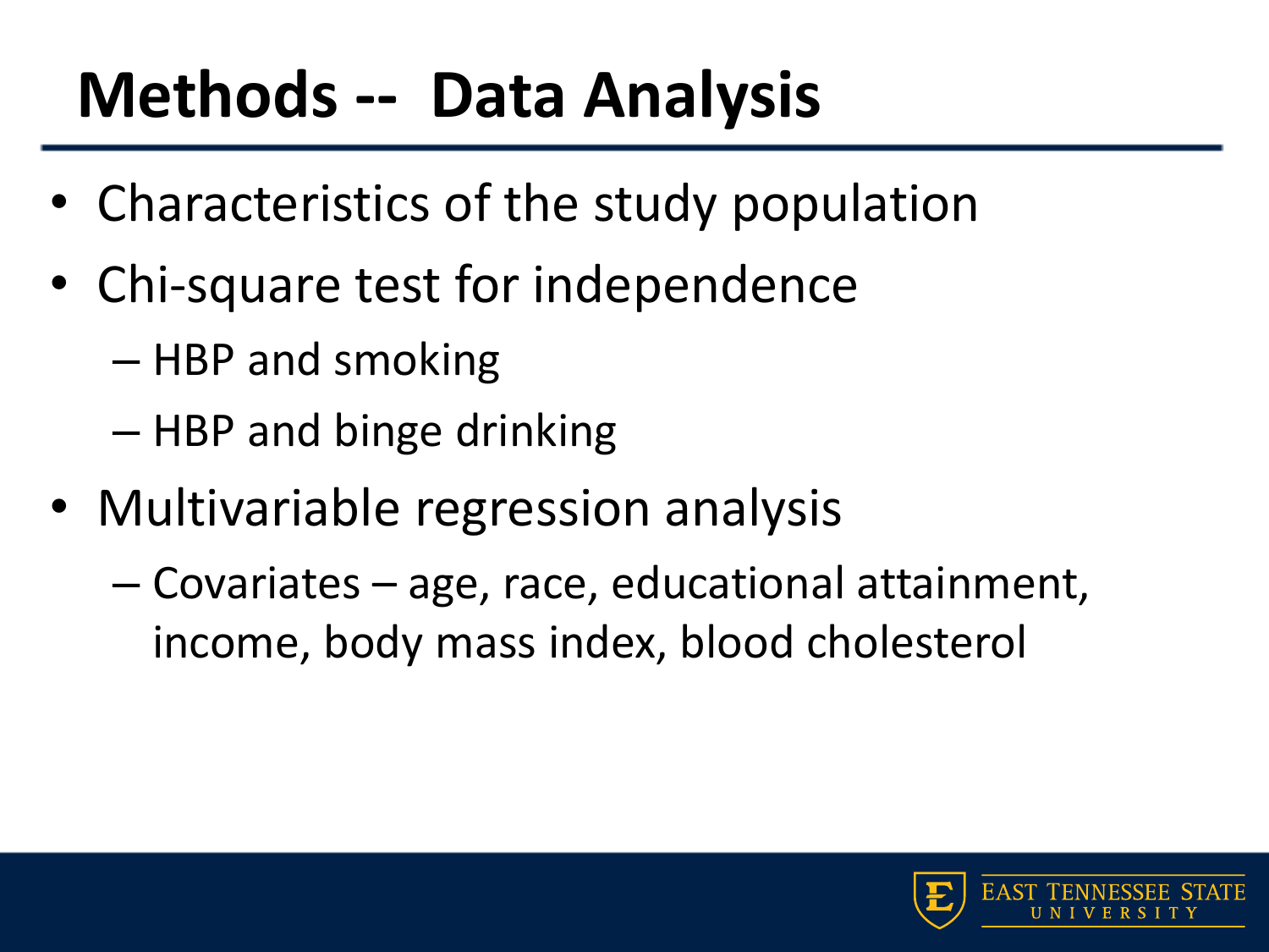# Methods -- Data Analysis

- Characteristics of the study population
- Chi-square test for independence
  - HBP and smoking
  - HBP and binge drinking
- Multivariable regression analysis
  - Covariates – age, race, educational attainment, income, body mass index, blood cholesterol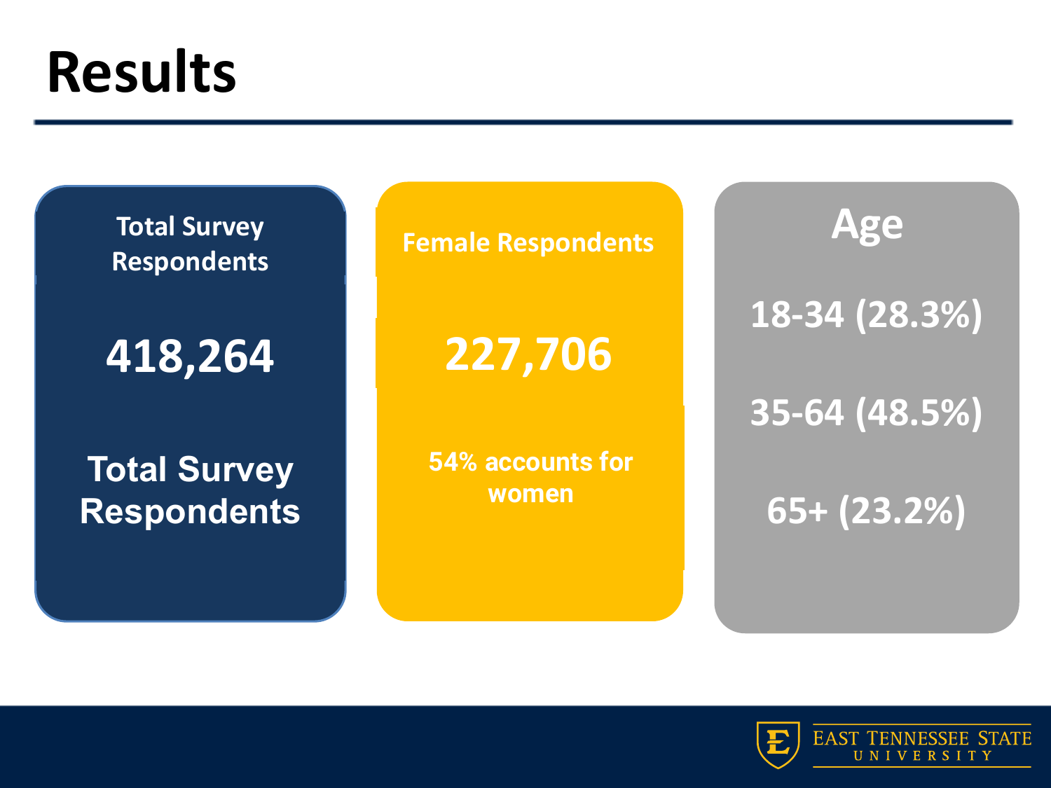# Results

**Total Survey Respondents**

**418,264**

**Total Survey Respondents**

**Female Respondents**

**227,706**

**54% accounts for women**

**Age**

**18-34 (28.3%)**

**35-64 (48.5%)**

**65+ (23.2%)**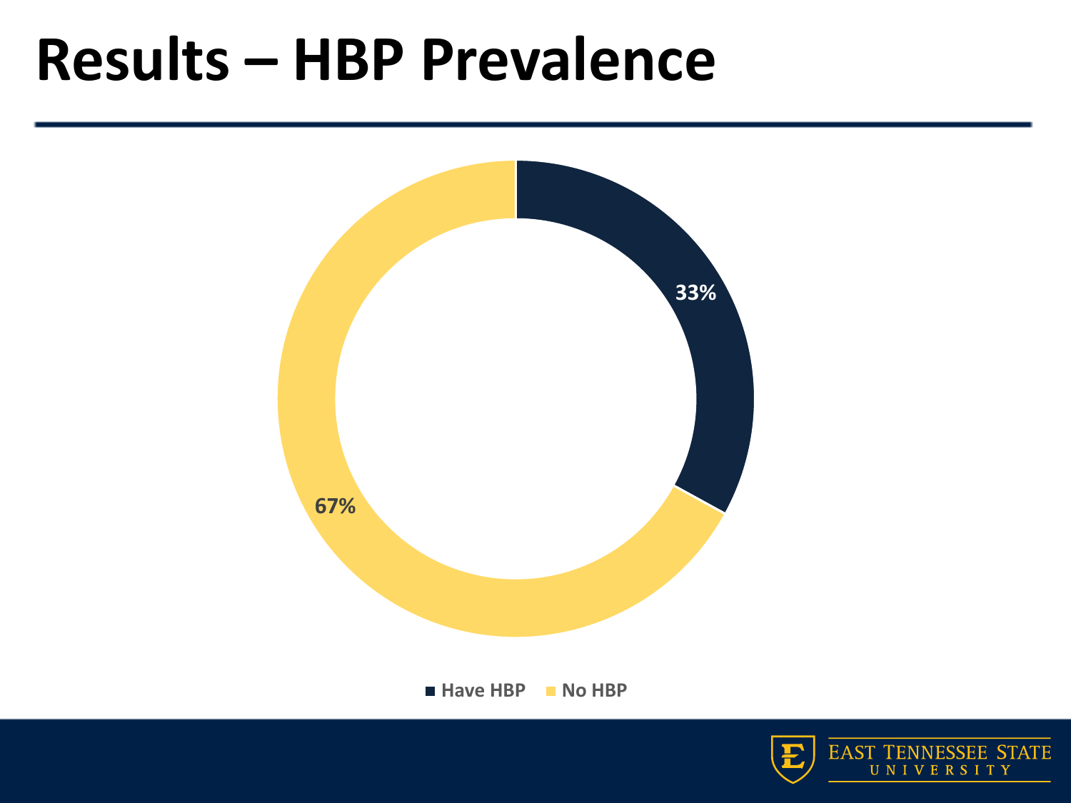# Results – HBP Prevalence

33%

67%

Have HBP   No HBP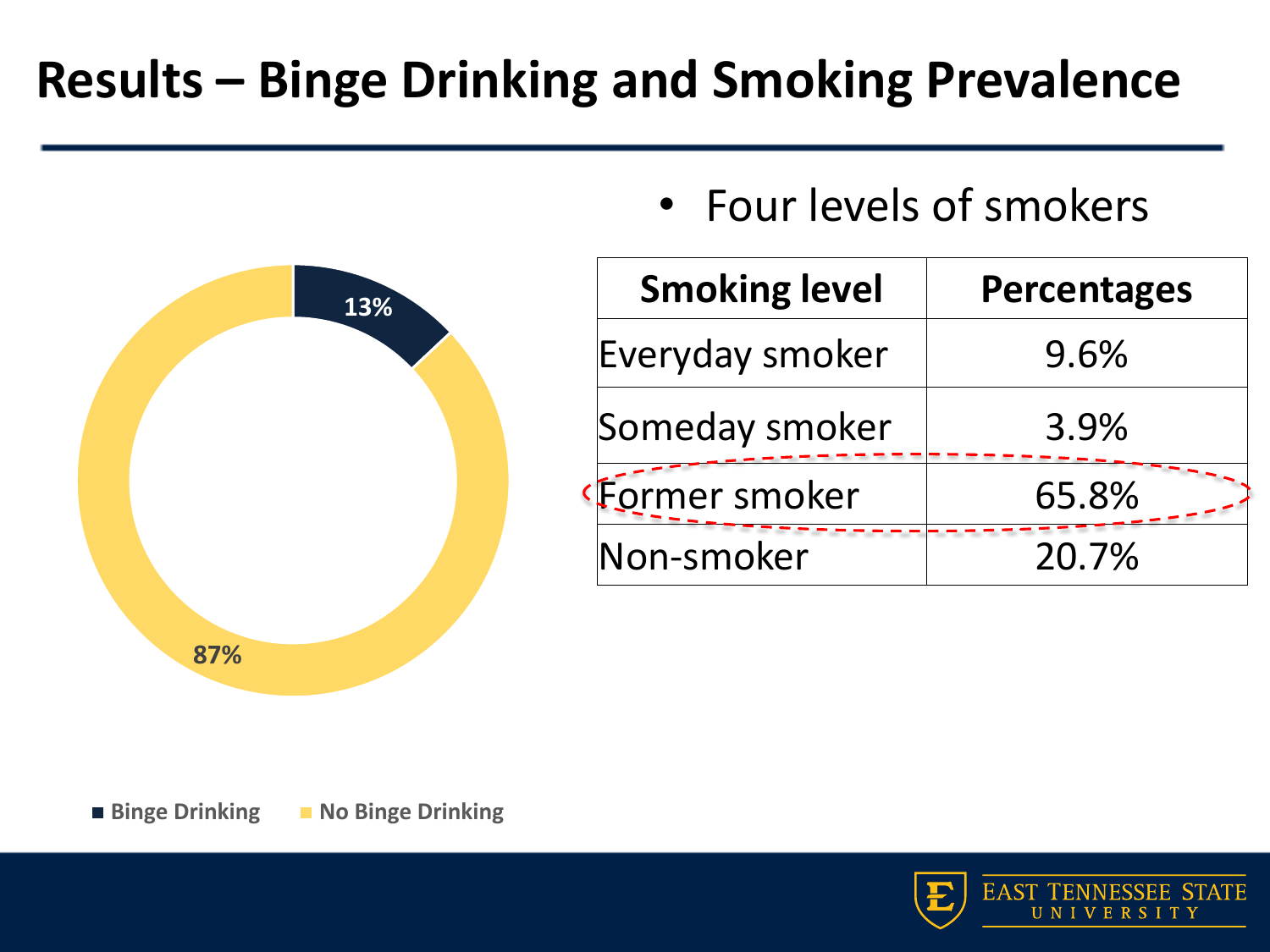# Results – Binge Drinking and Smoking Prevalence

13%

87%

■ Binge Drinking ■ No Binge Drinking

- Four levels of smokers

| Smoking level | Percentages |
| --- | --- |
| Everyday smoker | 9.6% |
| Someday smoker | 3.9% |
| Former smoker | 65.8% |
| Non-smoker | 20.7% |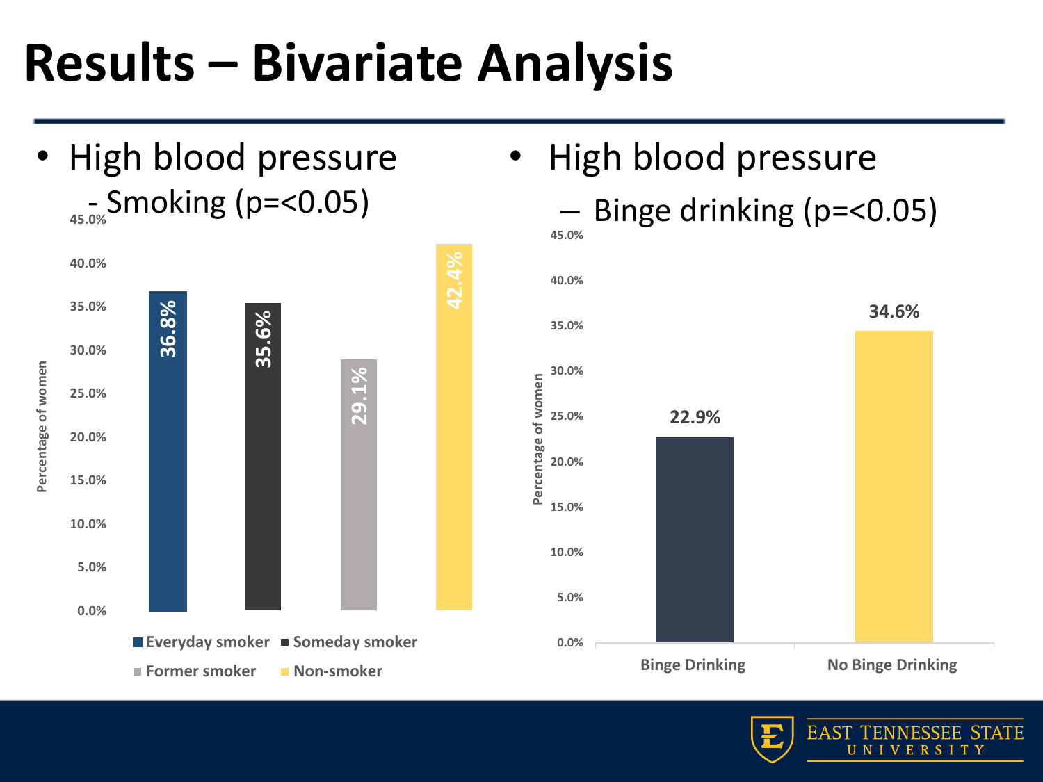# Results – Bivariate Analysis

- High blood pressure
  - Smoking ($p=<0.05$)

| Smoking status | Percentage of women |
|---|---|
| Everyday smoker | 36.8% |
| Someday smoker | 35.6% |
| Former smoker | 29.1% |
| Non-smoker | 42.4% |

- High blood pressure
  - Binge drinking ($p=<0.05$)

| Binge drinking status | Percentage of women |
|---|---|
| Binge Drinking | 22.9% |
| No Binge Drinking | 34.6% |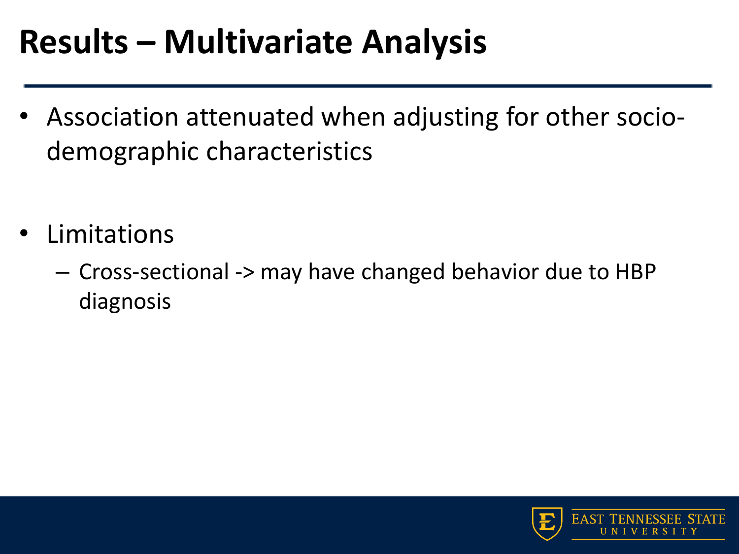# Results – Multivariate Analysis

- Association attenuated when adjusting for other socio-demographic characteristics

- Limitations
  - Cross-sectional -> may have changed behavior due to HBP diagnosis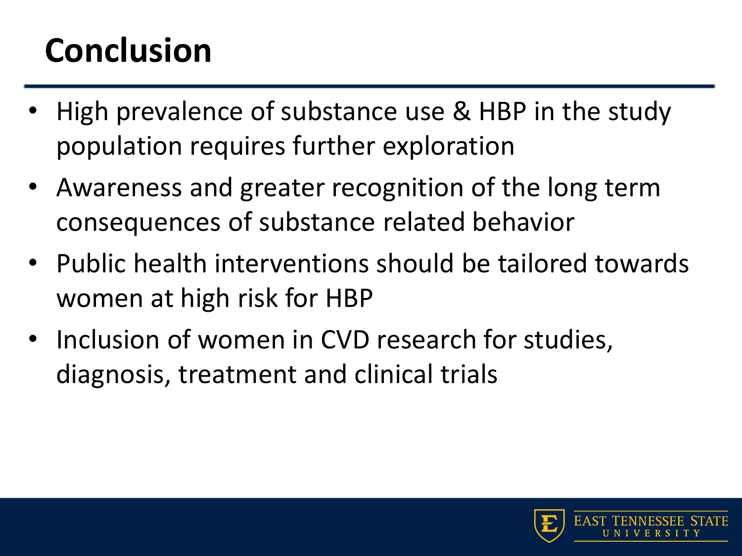# Conclusion

- High prevalence of substance use & HBP in the study population requires further exploration
- Awareness and greater recognition of the long term consequences of substance related behavior
- Public health interventions should be tailored towards women at high risk for HBP
- Inclusion of women in CVD research for studies, diagnosis, treatment and clinical trials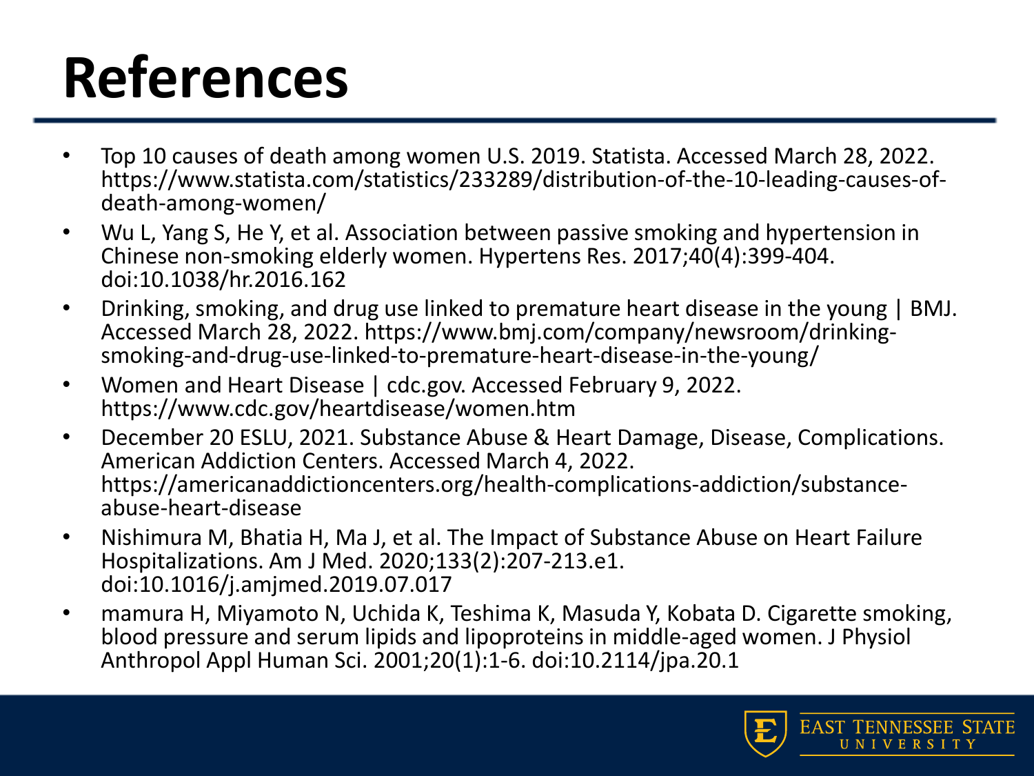# References

- Top 10 causes of death among women U.S. 2019. Statista. Accessed March 28, 2022. https://www.statista.com/statistics/233289/distribution-of-the-10-leading-causes-of-death-among-women/
- Wu L, Yang S, He Y, et al. Association between passive smoking and hypertension in Chinese non-smoking elderly women. Hypertens Res. 2017;40(4):399-404. doi:10.1038/hr.2016.162
- Drinking, smoking, and drug use linked to premature heart disease in the young | BMJ. Accessed March 28, 2022. https://www.bmj.com/company/newsroom/drinking-smoking-and-drug-use-linked-to-premature-heart-disease-in-the-young/
- Women and Heart Disease | cdc.gov. Accessed February 9, 2022. https://www.cdc.gov/heartdisease/women.htm
- December 20 ESLU, 2021. Substance Abuse & Heart Damage, Disease, Complications. American Addiction Centers. Accessed March 4, 2022. https://americanaddictioncenters.org/health-complications-addiction/substance-abuse-heart-disease
- Nishimura M, Bhatia H, Ma J, et al. The Impact of Substance Abuse on Heart Failure Hospitalizations. Am J Med. 2020;133(2):207-213.e1. doi:10.1016/j.amjmed.2019.07.017
- mamura H, Miyamoto N, Uchida K, Teshima K, Masuda Y, Kobata D. Cigarette smoking, blood pressure and serum lipids and lipoproteins in middle-aged women. J Physiol Anthropol Appl Human Sci. 2001;20(1):1-6. doi:10.2114/jpa.20.1